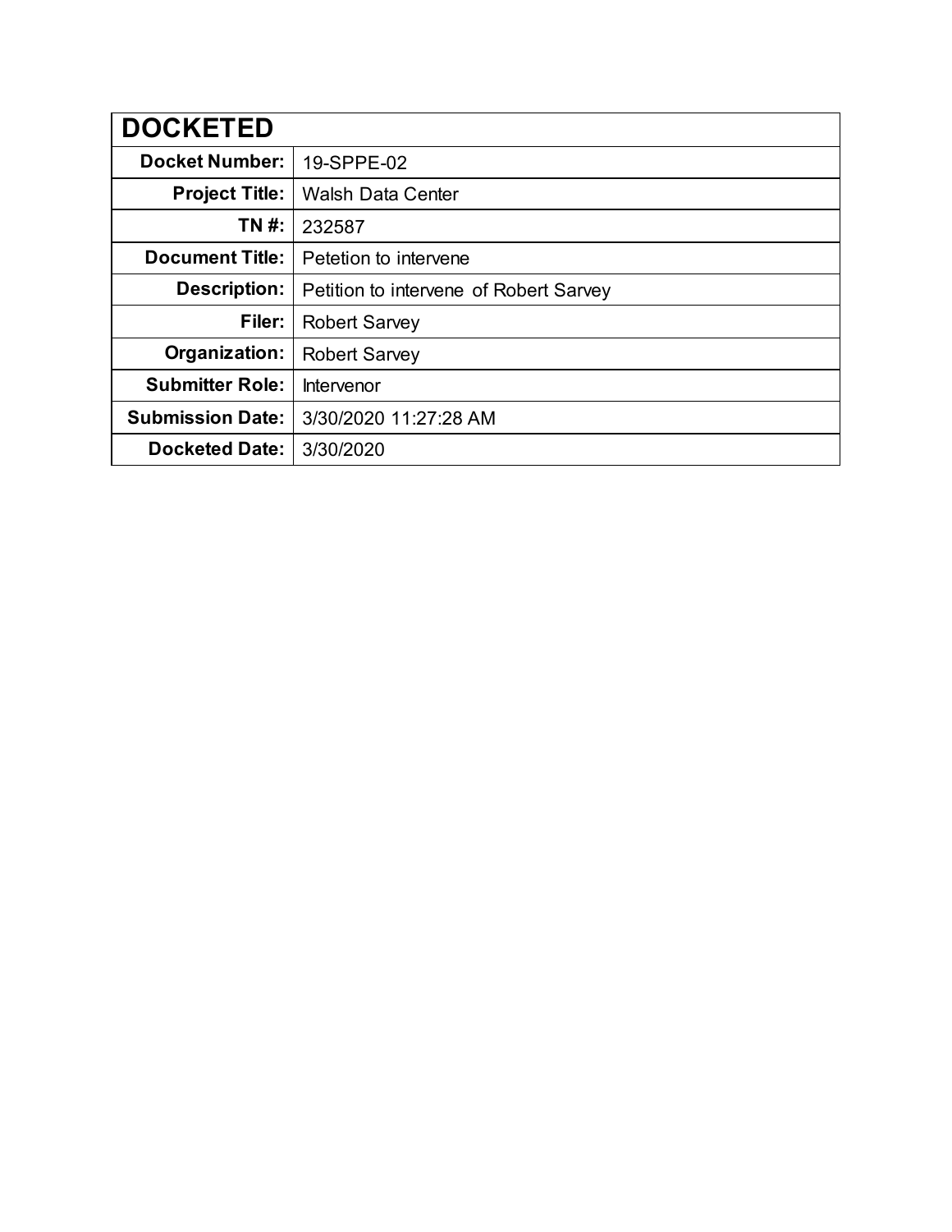| DOCKETED | |
|---|---|
| **Docket Number:** | 19-SPPE-02 |
| **Project Title:** | Walsh Data Center |
| **TN #:** | 232587 |
| **Document Title:** | Petetion to intervene |
| **Description:** | Petition to intervene of Robert Sarvey |
| **Filer:** | Robert Sarvey |
| **Organization:** | Robert Sarvey |
| **Submitter Role:** | Intervenor |
| **Submission Date:** | 3/30/2020 11:27:28 AM |
| **Docketed Date:** | 3/30/2020 |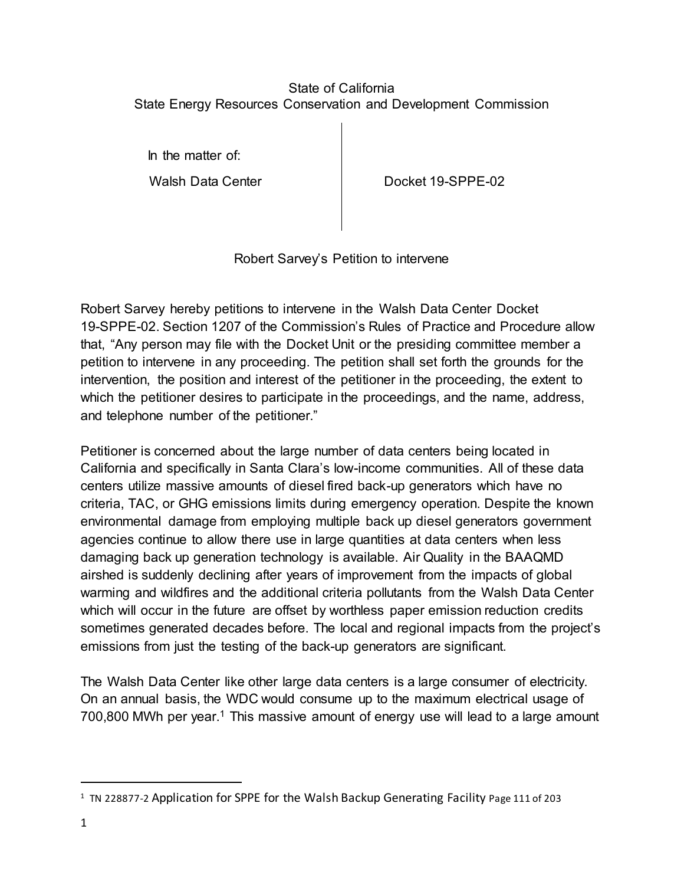State of California
State Energy Resources Conservation and Development Commission

| In the matter of: Walsh Data Center | Docket 19-SPPE-02 |
|---|---|

Robert Sarvey's Petition to intervene

Robert Sarvey hereby petitions to intervene in the Walsh Data Center Docket 19-SPPE-02. Section 1207 of the Commission's Rules of Practice and Procedure allow that, "Any person may file with the Docket Unit or the presiding committee member a petition to intervene in any proceeding. The petition shall set forth the grounds for the intervention, the position and interest of the petitioner in the proceeding, the extent to which the petitioner desires to participate in the proceedings, and the name, address, and telephone number of the petitioner."

Petitioner is concerned about the large number of data centers being located in California and specifically in Santa Clara's low-income communities. All of these data centers utilize massive amounts of diesel fired back-up generators which have no criteria, TAC, or GHG emissions limits during emergency operation. Despite the known environmental damage from employing multiple back up diesel generators government agencies continue to allow there use in large quantities at data centers when less damaging back up generation technology is available. Air Quality in the BAAQMD airshed is suddenly declining after years of improvement from the impacts of global warming and wildfires and the additional criteria pollutants from the Walsh Data Center which will occur in the future are offset by worthless paper emission reduction credits sometimes generated decades before. The local and regional impacts from the project's emissions from just the testing of the back-up generators are significant.

The Walsh Data Center like other large data centers is a large consumer of electricity. On an annual basis, the WDC would consume up to the maximum electrical usage of 700,800 MWh per year.[1] This massive amount of energy use will lead to a large amount

---

[1] TN 228877-2 Application for SPPE for the Walsh Backup Generating Facility Page 111 of 203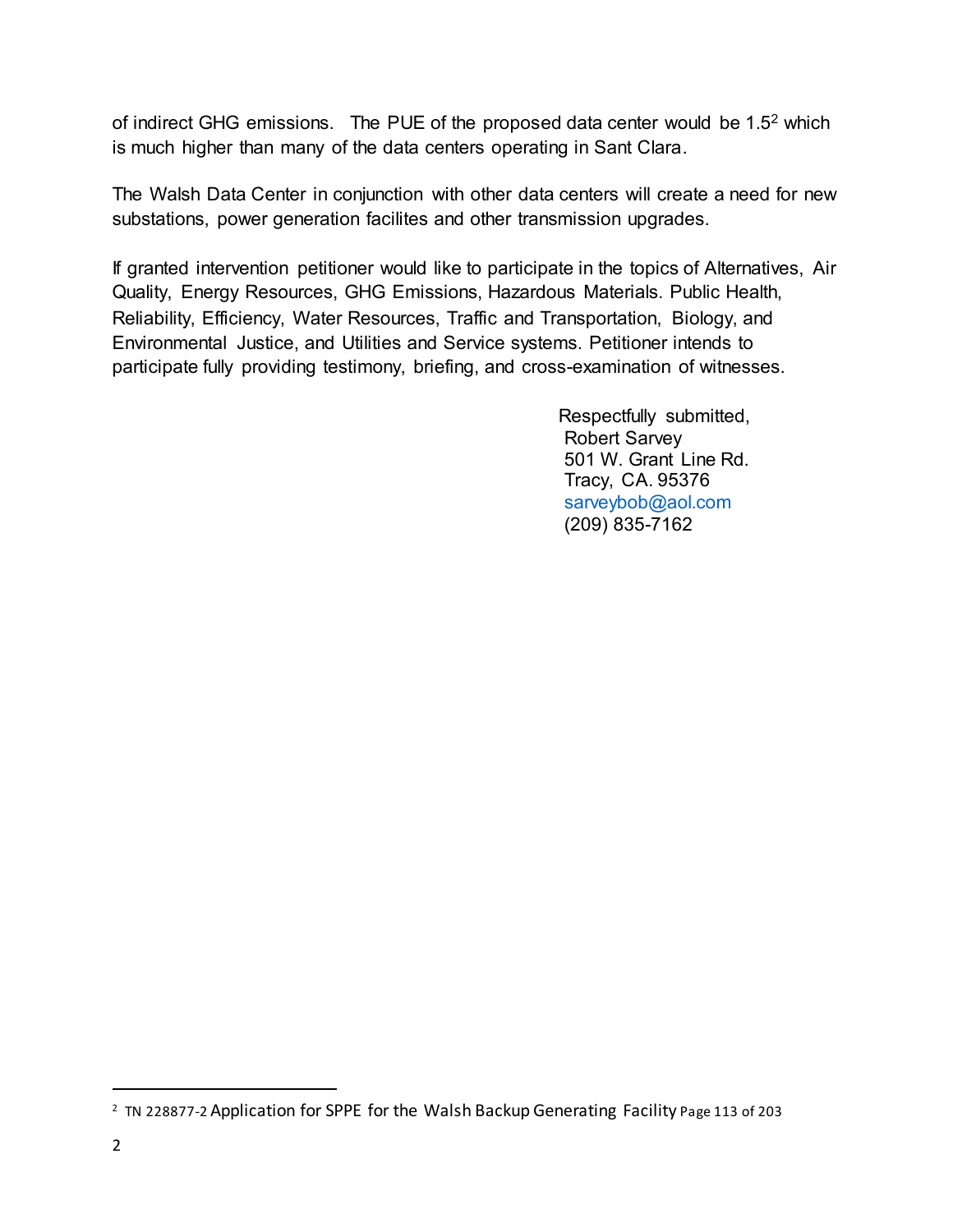of indirect GHG emissions. The PUE of the proposed data center would be 1.5[2] which is much higher than many of the data centers operating in Sant Clara.

The Walsh Data Center in conjunction with other data centers will create a need for new substations, power generation facilites and other transmission upgrades.

If granted intervention petitioner would like to participate in the topics of Alternatives, Air Quality, Energy Resources, GHG Emissions, Hazardous Materials. Public Health, Reliability, Efficiency, Water Resources, Traffic and Transportation, Biology, and Environmental Justice, and Utilities and Service systems. Petitioner intends to participate fully providing testimony, briefing, and cross-examination of witnesses.

Respectfully submitted,
Robert Sarvey
501 W. Grant Line Rd.
Tracy, CA. 95376
sarveybob@aol.com
(209) 835-7162

---

[2] TN 228877-2 Application for SPPE for the Walsh Backup Generating Facility Page 113 of 203